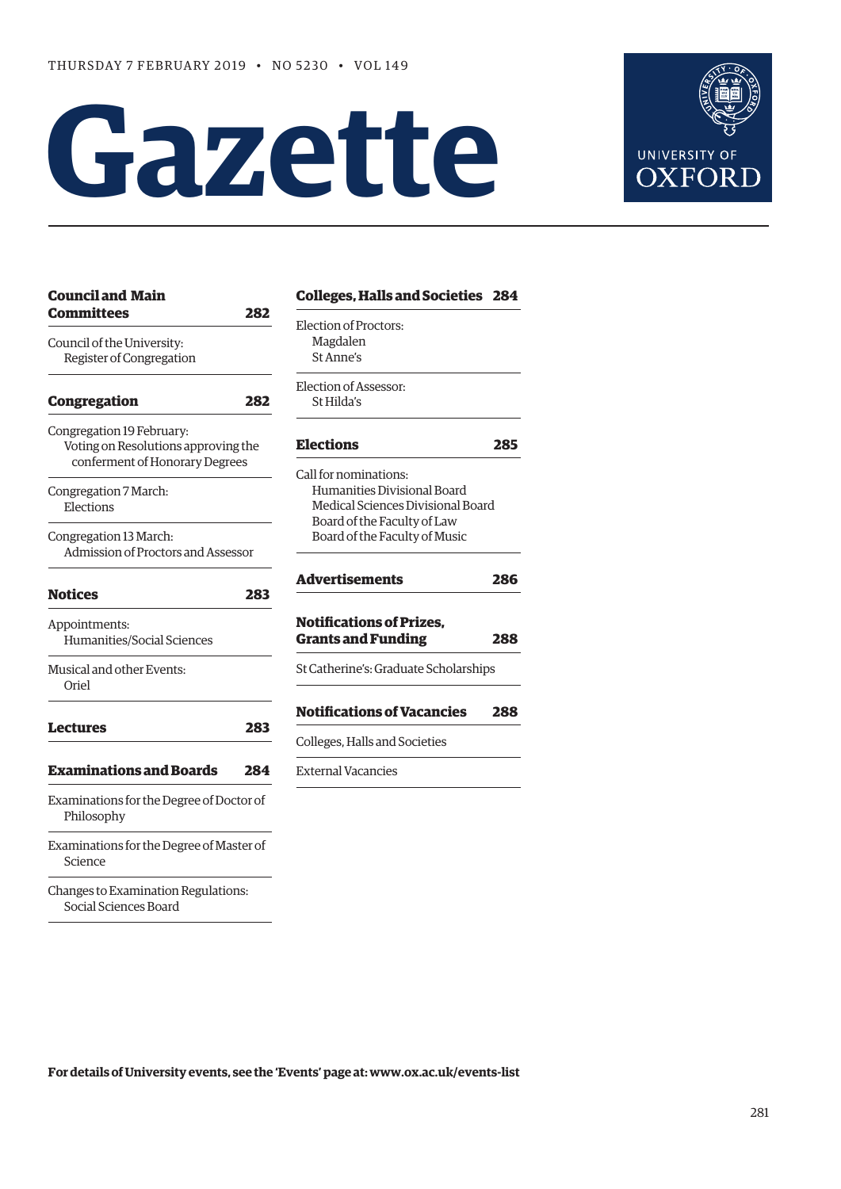THURSDAY 7 FEBRUARY 2019 • NO 5230 • VOL 149

# Gazette

UNIVERSITY OF OXFORD

**Council and Main Committees** 282

Council of the University:
Register of Congregation

**Congregation** 282

Congregation 19 February:
Voting on Resolutions approving the conferment of Honorary Degrees

Congregation 7 March:
Elections

Congregation 13 March:
Admission of Proctors and Assessor

**Notices** 283

Appointments:
Humanities/Social Sciences

Musical and other Events:
Oriel

**Lectures** 283

**Examinations and Boards** 284

Examinations for the Degree of Doctor of Philosophy

Examinations for the Degree of Master of Science

Changes to Examination Regulations:
Social Sciences Board

**Colleges, Halls and Societies** 284

Election of Proctors:
Magdalen
St Anne's

Election of Assessor:
St Hilda's

**Elections** 285

Call for nominations:
Humanities Divisional Board
Medical Sciences Divisional Board
Board of the Faculty of Law
Board of the Faculty of Music

**Advertisements** 286

**Notifications of Prizes, Grants and Funding** 288

St Catherine's: Graduate Scholarships

**Notifications of Vacancies** 288

Colleges, Halls and Societies

External Vacancies

**For details of University events, see the 'Events' page at: www.ox.ac.uk/events-list**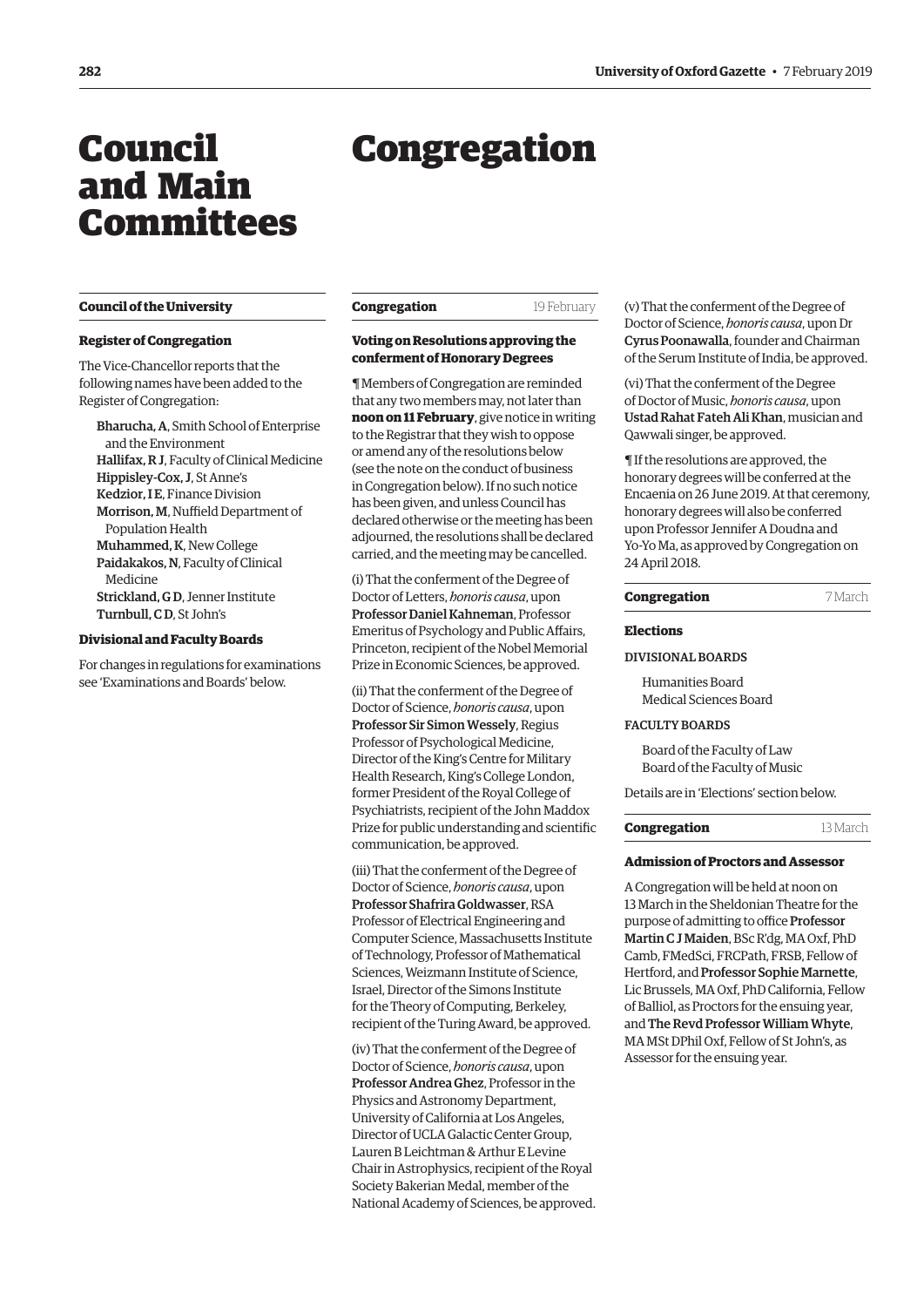# Council and Main Committees

## Council of the University

### Register of Congregation

The Vice-Chancellor reports that the following names have been added to the Register of Congregation:

**Bharucha, A**, Smith School of Enterprise and the Environment
**Hallifax, R J**, Faculty of Clinical Medicine
**Hippisley-Cox, J**, St Anne's
**Kedzior, I E**, Finance Division
**Morrison, M**, Nuffield Department of Population Health
**Muhammed, K**, New College
**Paidakakos, N**, Faculty of Clinical Medicine
**Strickland, G D**, Jenner Institute
**Turnbull, C D**, St John's

### Divisional and Faculty Boards

For changes in regulations for examinations see 'Examinations and Boards' below.

# Congregation

## Congregation — 19 February

### Voting on Resolutions approving the conferment of Honorary Degrees

¶ Members of Congregation are reminded that any two members may, not later than **noon on 11 February**, give notice in writing to the Registrar that they wish to oppose or amend any of the resolutions below (see the note on the conduct of business in Congregation below). If no such notice has been given, and unless Council has declared otherwise or the meeting has been adjourned, the resolutions shall be declared carried, and the meeting may be cancelled.

(i) That the conferment of the Degree of Doctor of Letters, *honoris causa*, upon **Professor Daniel Kahneman**, Professor Emeritus of Psychology and Public Affairs, Princeton, recipient of the Nobel Memorial Prize in Economic Sciences, be approved.

(ii) That the conferment of the Degree of Doctor of Science, *honoris causa*, upon **Professor Sir Simon Wessely**, Regius Professor of Psychological Medicine, Director of the King's Centre for Military Health Research, King's College London, former President of the Royal College of Psychiatrists, recipient of the John Maddox Prize for public understanding and scientific communication, be approved.

(iii) That the conferment of the Degree of Doctor of Science, *honoris causa*, upon **Professor Shafrira Goldwasser**, RSA Professor of Electrical Engineering and Computer Science, Massachusetts Institute of Technology, Professor of Mathematical Sciences, Weizmann Institute of Science, Israel, Director of the Simons Institute for the Theory of Computing, Berkeley, recipient of the Turing Award, be approved.

(iv) That the conferment of the Degree of Doctor of Science, *honoris causa*, upon **Professor Andrea Ghez**, Professor in the Physics and Astronomy Department, University of California at Los Angeles, Director of UCLA Galactic Center Group, Lauren B Leichtman & Arthur E Levine Chair in Astrophysics, recipient of the Royal Society Bakerian Medal, member of the National Academy of Sciences, be approved.

(v) That the conferment of the Degree of Doctor of Science, *honoris causa*, upon Dr **Cyrus Poonawalla**, founder and Chairman of the Serum Institute of India, be approved.

(vi) That the conferment of the Degree of Doctor of Music, *honoris causa*, upon **Ustad Rahat Fateh Ali Khan**, musician and Qawwali singer, be approved.

¶ If the resolutions are approved, the honorary degrees will be conferred at the Encaenia on 26 June 2019. At that ceremony, honorary degrees will also be conferred upon Professor Jennifer A Doudna and Yo-Yo Ma, as approved by Congregation on 24 April 2018.

## Congregation — 7 March

### Elections

DIVISIONAL BOARDS

Humanities Board
Medical Sciences Board

FACULTY BOARDS

Board of the Faculty of Law
Board of the Faculty of Music

Details are in 'Elections' section below.

## Congregation — 13 March

### Admission of Proctors and Assessor

A Congregation will be held at noon on 13 March in the Sheldonian Theatre for the purpose of admitting to office **Professor Martin C J Maiden**, BSc R'dg, MA Oxf, PhD Camb, FMedSci, FRCPath, FRSB, Fellow of Hertford, and **Professor Sophie Marnette**, Lic Brussels, MA Oxf, PhD California, Fellow of Balliol, as Proctors for the ensuing year, and **The Revd Professor William Whyte**, MA MSt DPhil Oxf, Fellow of St John's, as Assessor for the ensuing year.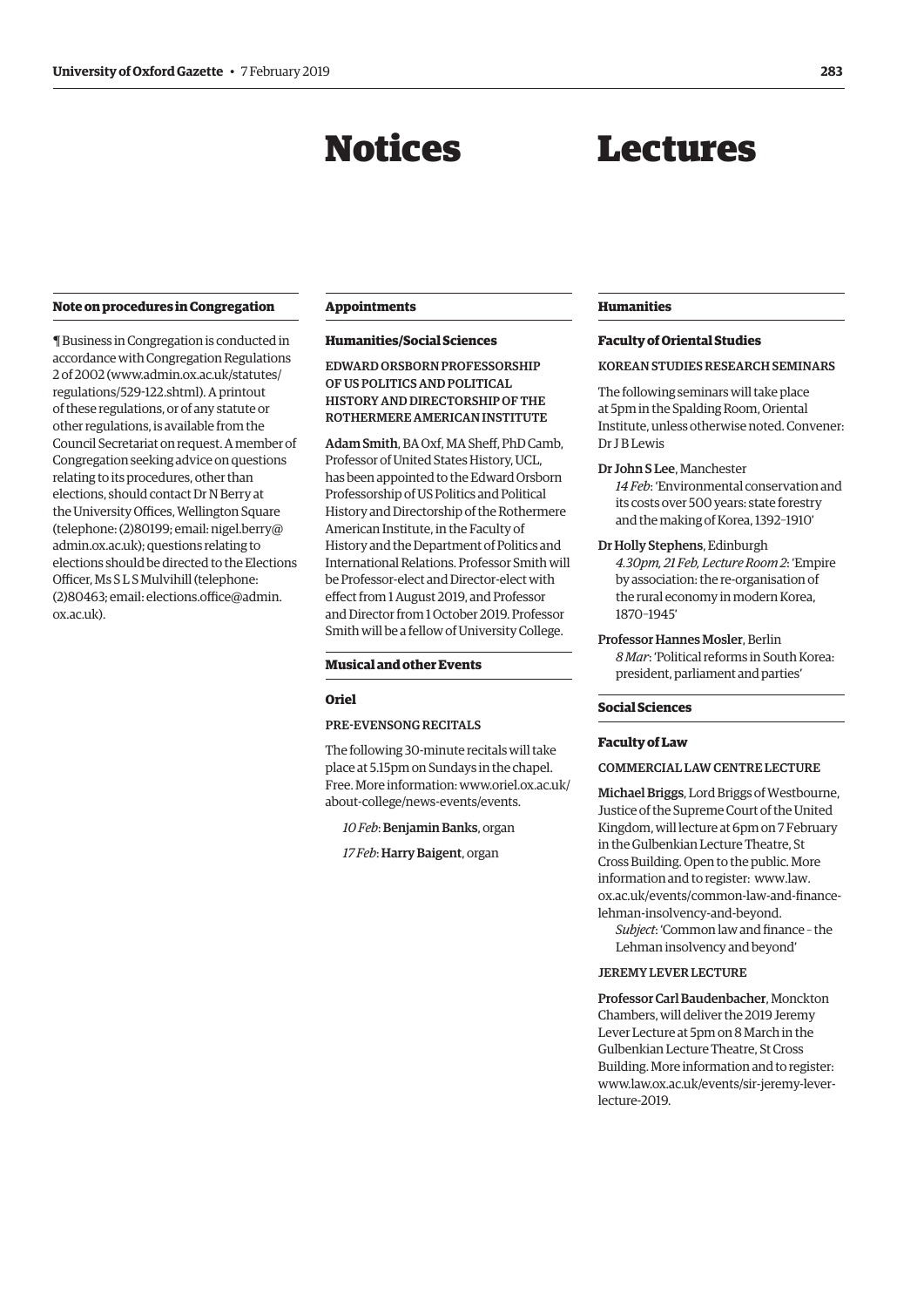# Notices

## Note on procedures in Congregation

¶ Business in Congregation is conducted in accordance with Congregation Regulations 2 of 2002 (www.admin.ox.ac.uk/statutes/regulations/529-122.shtml). A printout of these regulations, or of any statute or other regulations, is available from the Council Secretariat on request. A member of Congregation seeking advice on questions relating to its procedures, other than elections, should contact Dr N Berry at the University Offices, Wellington Square (telephone: (2)80199; email: nigel.berry@admin.ox.ac.uk); questions relating to elections should be directed to the Elections Officer, Ms S L S Mulvihill (telephone: (2)80463; email: elections.office@admin.ox.ac.uk).

## Appointments

### Humanities/Social Sciences

EDWARD ORSBORN PROFESSORSHIP OF US POLITICS AND POLITICAL HISTORY AND DIRECTORSHIP OF THE ROTHERMERE AMERICAN INSTITUTE

**Adam Smith**, BA Oxf, MA Sheff, PhD Camb, Professor of United States History, UCL, has been appointed to the Edward Orsborn Professorship of US Politics and Political History and Directorship of the Rothermere American Institute, in the Faculty of History and the Department of Politics and International Relations. Professor Smith will be Professor-elect and Director-elect with effect from 1 August 2019, and Professor and Director from 1 October 2019. Professor Smith will be a fellow of University College.

## Musical and other Events

### Oriel

PRE-EVENSONG RECITALS

The following 30-minute recitals will take place at 5.15pm on Sundays in the chapel. Free. More information: www.oriel.ox.ac.uk/about-college/news-events/events.

*10 Feb*: **Benjamin Banks**, organ

*17 Feb*: **Harry Baigent**, organ

# Lectures

## Humanities

### Faculty of Oriental Studies

KOREAN STUDIES RESEARCH SEMINARS

The following seminars will take place at 5pm in the Spalding Room, Oriental Institute, unless otherwise noted. Convener: Dr J B Lewis

**Dr John S Lee**, Manchester
*14 Feb*: 'Environmental conservation and its costs over 500 years: state forestry and the making of Korea, 1392–1910'

**Dr Holly Stephens**, Edinburgh
*4.30pm, 21 Feb, Lecture Room 2*: 'Empire by association: the re-organisation of the rural economy in modern Korea, 1870–1945'

**Professor Hannes Mosler**, Berlin
*8 Mar*: 'Political reforms in South Korea: president, parliament and parties'

## Social Sciences

### Faculty of Law

COMMERCIAL LAW CENTRE LECTURE

**Michael Briggs**, Lord Briggs of Westbourne, Justice of the Supreme Court of the United Kingdom, will lecture at 6pm on 7 February in the Gulbenkian Lecture Theatre, St Cross Building. Open to the public. More information and to register: www.law.ox.ac.uk/events/common-law-and-finance-lehman-insolvency-and-beyond.
*Subject*: 'Common law and finance – the Lehman insolvency and beyond'

JEREMY LEVER LECTURE

**Professor Carl Baudenbacher**, Monckton Chambers, will deliver the 2019 Jeremy Lever Lecture at 5pm on 8 March in the Gulbenkian Lecture Theatre, St Cross Building. More information and to register: www.law.ox.ac.uk/events/sir-jeremy-lever-lecture-2019.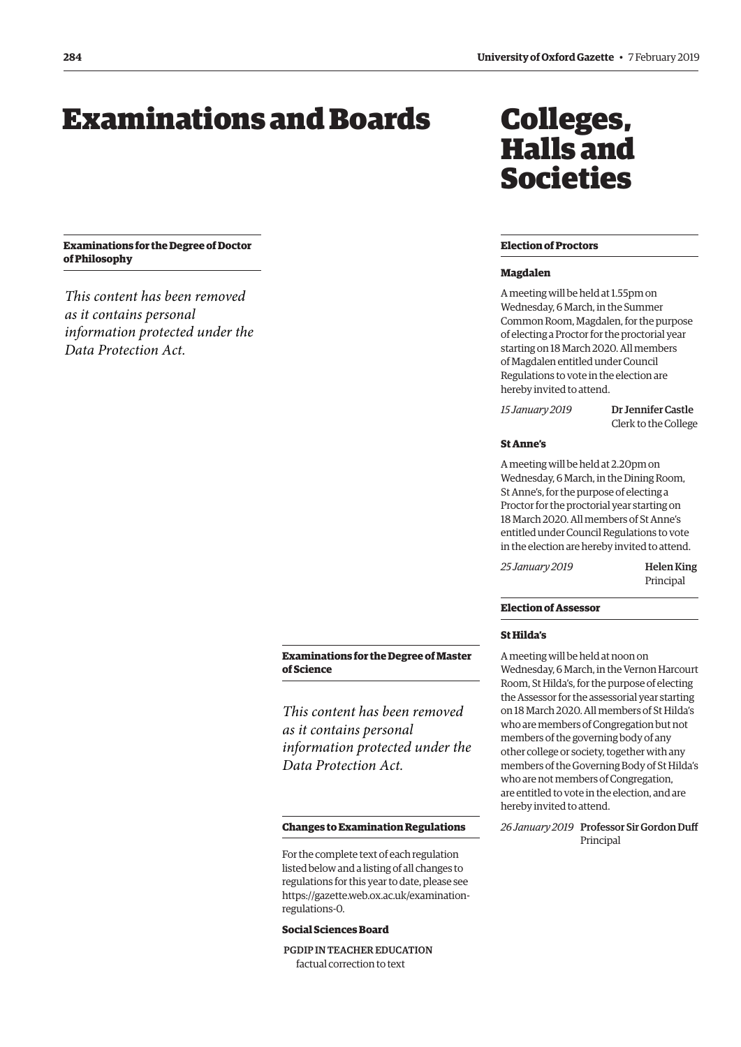# Examinations and Boards

### Examinations for the Degree of Doctor of Philosophy

*This content has been removed as it contains personal information protected under the Data Protection Act.*

### Examinations for the Degree of Master of Science

*This content has been removed as it contains personal information protected under the Data Protection Act.*

### Changes to Examination Regulations

For the complete text of each regulation listed below and a listing of all changes to regulations for this year to date, please see https://gazette.web.ox.ac.uk/examination-regulations-0.

**Social Sciences Board**

PGDIP IN TEACHER EDUCATION
factual correction to text

# Colleges, Halls and Societies

### Election of Proctors

**Magdalen**

A meeting will be held at 1.55pm on Wednesday, 6 March, in the Summer Common Room, Magdalen, for the purpose of electing a Proctor for the proctorial year starting on 18 March 2020. All members of Magdalen entitled under Council Regulations to vote in the election are hereby invited to attend.

*15 January 2019* **Dr Jennifer Castle**
Clerk to the College

**St Anne's**

A meeting will be held at 2.20pm on Wednesday, 6 March, in the Dining Room, St Anne's, for the purpose of electing a Proctor for the proctorial year starting on 18 March 2020. All members of St Anne's entitled under Council Regulations to vote in the election are hereby invited to attend.

*25 January 2019* **Helen King**
Principal

### Election of Assessor

**St Hilda's**

A meeting will be held at noon on Wednesday, 6 March, in the Vernon Harcourt Room, St Hilda's, for the purpose of electing the Assessor for the assessorial year starting on 18 March 2020. All members of St Hilda's who are members of Congregation but not members of the governing body of any other college or society, together with any members of the Governing Body of St Hilda's who are not members of Congregation, are entitled to vote in the election, and are hereby invited to attend.

*26 January 2019* **Professor Sir Gordon Duff**
Principal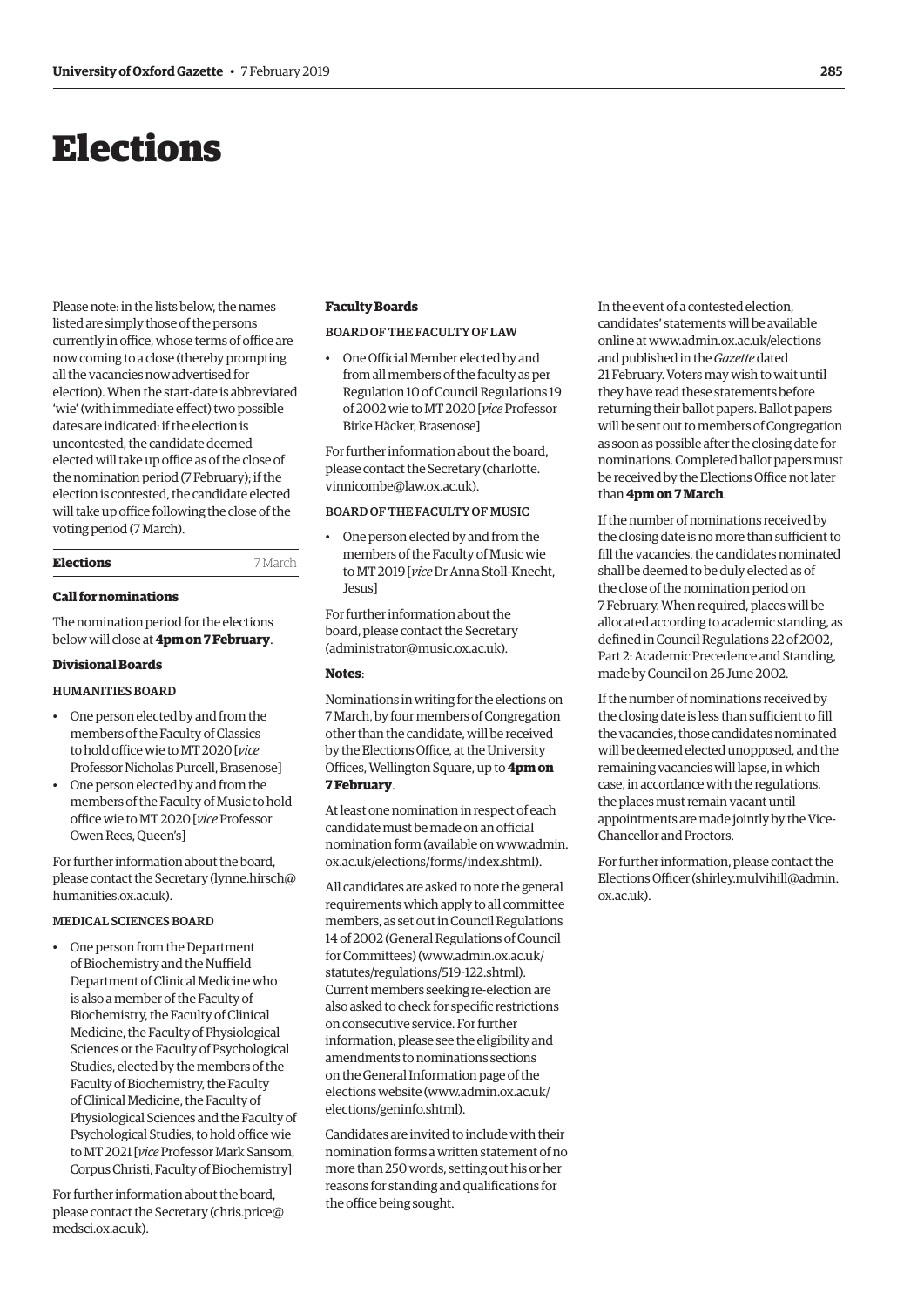# Elections

Please note: in the lists below, the names listed are simply those of the persons currently in office, whose terms of office are now coming to a close (thereby prompting all the vacancies now advertised for election). When the start-date is abbreviated 'wie' (with immediate effect) two possible dates are indicated: if the election is uncontested, the candidate deemed elected will take up office as of the close of the nomination period (7 February); if the election is contested, the candidate elected will take up office following the close of the voting period (7 March).

## Elections — 7 March

### Call for nominations

The nomination period for the elections below will close at **4pm on 7 February**.

### Divisional Boards

#### HUMANITIES BOARD

- One person elected by and from the members of the Faculty of Classics to hold office wie to MT 2020 [*vice* Professor Nicholas Purcell, Brasenose]
- One person elected by and from the members of the Faculty of Music to hold office wie to MT 2020 [*vice* Professor Owen Rees, Queen's]

For further information about the board, please contact the Secretary (lynne.hirsch@humanities.ox.ac.uk).

#### MEDICAL SCIENCES BOARD

- One person from the Department of Biochemistry and the Nuffield Department of Clinical Medicine who is also a member of the Faculty of Biochemistry, the Faculty of Clinical Medicine, the Faculty of Physiological Sciences or the Faculty of Psychological Studies, elected by the members of the Faculty of Biochemistry, the Faculty of Clinical Medicine, the Faculty of Physiological Sciences and the Faculty of Psychological Studies, to hold office wie to MT 2021 [*vice* Professor Mark Sansom, Corpus Christi, Faculty of Biochemistry]

For further information about the board, please contact the Secretary (chris.price@medsci.ox.ac.uk).

### Faculty Boards

#### BOARD OF THE FACULTY OF LAW

- One Official Member elected by and from all members of the faculty as per Regulation 10 of Council Regulations 19 of 2002 wie to MT 2020 [*vice* Professor Birke Häcker, Brasenose]

For further information about the board, please contact the Secretary (charlotte.vinnicombe@law.ox.ac.uk).

#### BOARD OF THE FACULTY OF MUSIC

- One person elected by and from the members of the Faculty of Music wie to MT 2019 [*vice* Dr Anna Stoll-Knecht, Jesus]

For further information about the board, please contact the Secretary (administrator@music.ox.ac.uk).

### Notes:

Nominations in writing for the elections on 7 March, by four members of Congregation other than the candidate, will be received by the Elections Office, at the University Offices, Wellington Square, up to **4pm on 7 February**.

At least one nomination in respect of each candidate must be made on an official nomination form (available on www.admin.ox.ac.uk/elections/forms/index.shtml).

All candidates are asked to note the general requirements which apply to all committee members, as set out in Council Regulations 14 of 2002 (General Regulations of Council for Committees) (www.admin.ox.ac.uk/statutes/regulations/519-122.shtml). Current members seeking re-election are also asked to check for specific restrictions on consecutive service. For further information, please see the eligibility and amendments to nominations sections on the General Information page of the elections website (www.admin.ox.ac.uk/elections/geninfo.shtml).

Candidates are invited to include with their nomination forms a written statement of no more than 250 words, setting out his or her reasons for standing and qualifications for the office being sought.

In the event of a contested election, candidates' statements will be available online at www.admin.ox.ac.uk/elections and published in the *Gazette* dated 21 February. Voters may wish to wait until they have read these statements before returning their ballot papers. Ballot papers will be sent out to members of Congregation as soon as possible after the closing date for nominations. Completed ballot papers must be received by the Elections Office not later than **4pm on 7 March**.

If the number of nominations received by the closing date is no more than sufficient to fill the vacancies, the candidates nominated shall be deemed to be duly elected as of the close of the nomination period on 7 February. When required, places will be allocated according to academic standing, as defined in Council Regulations 22 of 2002, Part 2: Academic Precedence and Standing, made by Council on 26 June 2002.

If the number of nominations received by the closing date is less than sufficient to fill the vacancies, those candidates nominated will be deemed elected unopposed, and the remaining vacancies will lapse, in which case, in accordance with the regulations, the places must remain vacant until appointments are made jointly by the Vice-Chancellor and Proctors.

For further information, please contact the Elections Officer (shirley.mulvihill@admin.ox.ac.uk).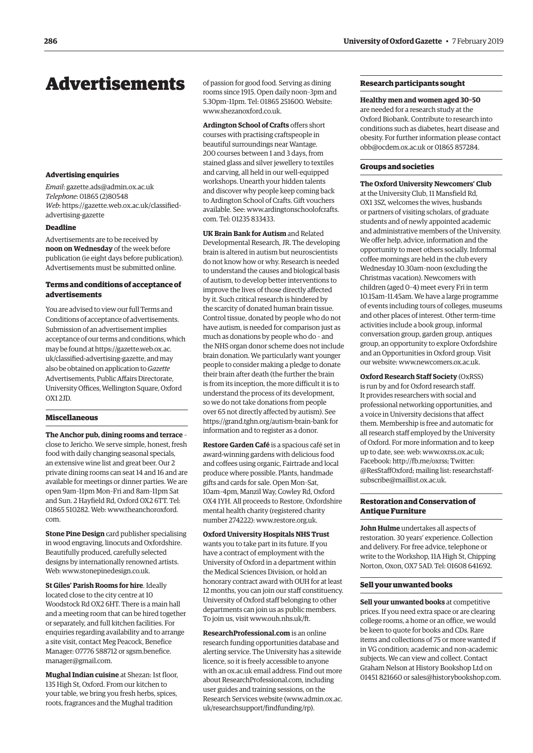# Advertisements

### Advertising enquiries

*Email*: gazette.ads@admin.ox.ac.uk
*Telephone*: 01865 (2)80548
*Web*: https://gazette.web.ox.ac.uk/classified-advertising-gazette

### Deadline

Advertisements are to be received by **noon on Wednesday** of the week before publication (ie eight days before publication). Advertisements must be submitted online.

### Terms and conditions of acceptance of advertisements

You are advised to view our full Terms and Conditions of acceptance of advertisements. Submission of an advertisement implies acceptance of our terms and conditions, which may be found at https://gazette.web.ox.ac.uk/classified-advertising-gazette, and may also be obtained on application to *Gazette* Advertisements, Public Affairs Directorate, University Offices, Wellington Square, Oxford OX1 2JD.

### Miscellaneous

**The Anchor pub, dining rooms and terrace** – close to Jericho. We serve simple, honest, fresh food with daily changing seasonal specials, an extensive wine list and great beer. Our 2 private dining rooms can seat 14 and 16 and are available for meetings or dinner parties. We are open 9am–11pm Mon–Fri and 8am–11pm Sat and Sun. 2 Hayfield Rd, Oxford OX2 6TT. Tel: 01865 510282. Web: www.theanchoroxford.com.

**Stone Pine Design** card publisher specialising in wood engraving, linocuts and Oxfordshire. Beautifully produced, carefully selected designs by internationally renowned artists. Web: www.stonepinedesign.co.uk.

**St Giles' Parish Rooms for hire**. Ideally located close to the city centre at 10 Woodstock Rd OX2 6HT. There is a main hall and a meeting room that can be hired together or separately, and full kitchen facilities. For enquiries regarding availability and to arrange a site visit, contact Meg Peacock, Benefice Manager: 07776 588712 or sgsm.benefice.manager@gmail.com.

**Mughal Indian cuisine** at Shezan: 1st floor, 135 High St, Oxford. From our kitchen to your table, we bring you fresh herbs, spices, roots, fragrances and the Mughal tradition of passion for good food. Serving as dining rooms since 1915. Open daily noon–3pm and 5.30pm–11pm. Tel: 01865 251600. Website: www.shezanoxford.co.uk.

**Ardington School of Crafts** offers short courses with practising craftspeople in beautiful surroundings near Wantage. 200 courses between 1 and 3 days, from stained glass and silver jewellery to textiles and carving, all held in our well-equipped workshops. Unearth your hidden talents and discover why people keep coming back to Ardington School of Crafts. Gift vouchers available. See: www.ardingtonschoolofcrafts.com. Tel: 01235 833433.

**UK Brain Bank for Autism** and Related Developmental Research, JR. The developing brain is altered in autism but neuroscientists do not know how or why. Research is needed to understand the causes and biological basis of autism, to develop better interventions to improve the lives of those directly affected by it. Such critical research is hindered by the scarcity of donated human brain tissue. Control tissue, donated by people who do not have autism, is needed for comparison just as much as donations by people who do – and the NHS organ donor scheme does not include brain donation. We particularly want younger people to consider making a pledge to donate their brain after death (the further the brain is from its inception, the more difficult it is to understand the process of its development, so we do not take donations from people over 65 not directly affected by autism). See https://grand.tghn.org/autism-brain-bank for information and to register as a donor.

**Restore Garden Café** is a spacious café set in award-winning gardens with delicious food and coffees using organic, Fairtrade and local produce where possible. Plants, handmade gifts and cards for sale. Open Mon–Sat, 10am–4pm, Manzil Way, Cowley Rd, Oxford OX4 1YH. All proceeds to Restore, Oxfordshire mental health charity (registered charity number 274222): www.restore.org.uk.

**Oxford University Hospitals NHS Trust** wants you to take part in its future. If you have a contract of employment with the University of Oxford in a department within the Medical Sciences Division, or hold an honorary contract award with OUH for at least 12 months, you can join our staff constituency. University of Oxford staff belonging to other departments can join us as public members. To join us, visit www.ouh.nhs.uk/ft.

**ResearchProfessional.com** is an online research funding opportunities database and alerting service. The University has a sitewide licence, so it is freely accessible to anyone with an ox.ac.uk email address. Find out more about ResearchProfessional.com, including user guides and training sessions, on the Research Services website (www.admin.ox.ac.uk/researchsupport/findfunding/rp).

### Research participants sought

**Healthy men and women aged 30–50** are needed for a research study at the Oxford Biobank. Contribute to research into conditions such as diabetes, heart disease and obesity. For further information please contact obb@ocdem.ox.ac.uk or 01865 857284.

### Groups and societies

**The Oxford University Newcomers' Club** at the University Club, 11 Mansfield Rd, OX1 3SZ, welcomes the wives, husbands or partners of visiting scholars, of graduate students and of newly appointed academic and administrative members of the University. We offer help, advice, information and the opportunity to meet others socially. Informal coffee mornings are held in the club every Wednesday 10.30am–noon (excluding the Christmas vacation). Newcomers with children (aged 0–4) meet every Fri in term 10.15am–11.45am. We have a large programme of events including tours of colleges, museums and other places of interest. Other term-time activities include a book group, informal conversation group, garden group, antiques group, an opportunity to explore Oxfordshire and an Opportunities in Oxford group. Visit our website: www.newcomers.ox.ac.uk.

**Oxford Research Staff Society** (OxRSS) is run by and for Oxford research staff. It provides researchers with social and professional networking opportunities, and a voice in University decisions that affect them. Membership is free and automatic for all research staff employed by the University of Oxford. For more information and to keep up to date, see: web: www.oxrss.ox.ac.uk; Facebook: http://fb.me/oxrss; Twitter: @ResStaffOxford; mailing list: researchstaff-subscribe@maillist.ox.ac.uk.

### Restoration and Conservation of Antique Furniture

**John Hulme** undertakes all aspects of restoration. 30 years' experience. Collection and delivery. For free advice, telephone or write to the Workshop, 11A High St, Chipping Norton, Oxon, OX7 5AD. Tel: 01608 641692.

### Sell your unwanted books

**Sell your unwanted books** at competitive prices. If you need extra space or are clearing college rooms, a home or an office, we would be keen to quote for books and CDs. Rare items and collections of 75 or more wanted if in VG condition; academic and non-academic subjects. We can view and collect. Contact Graham Nelson at History Bookshop Ltd on 01451 821660 or sales@historybookshop.com.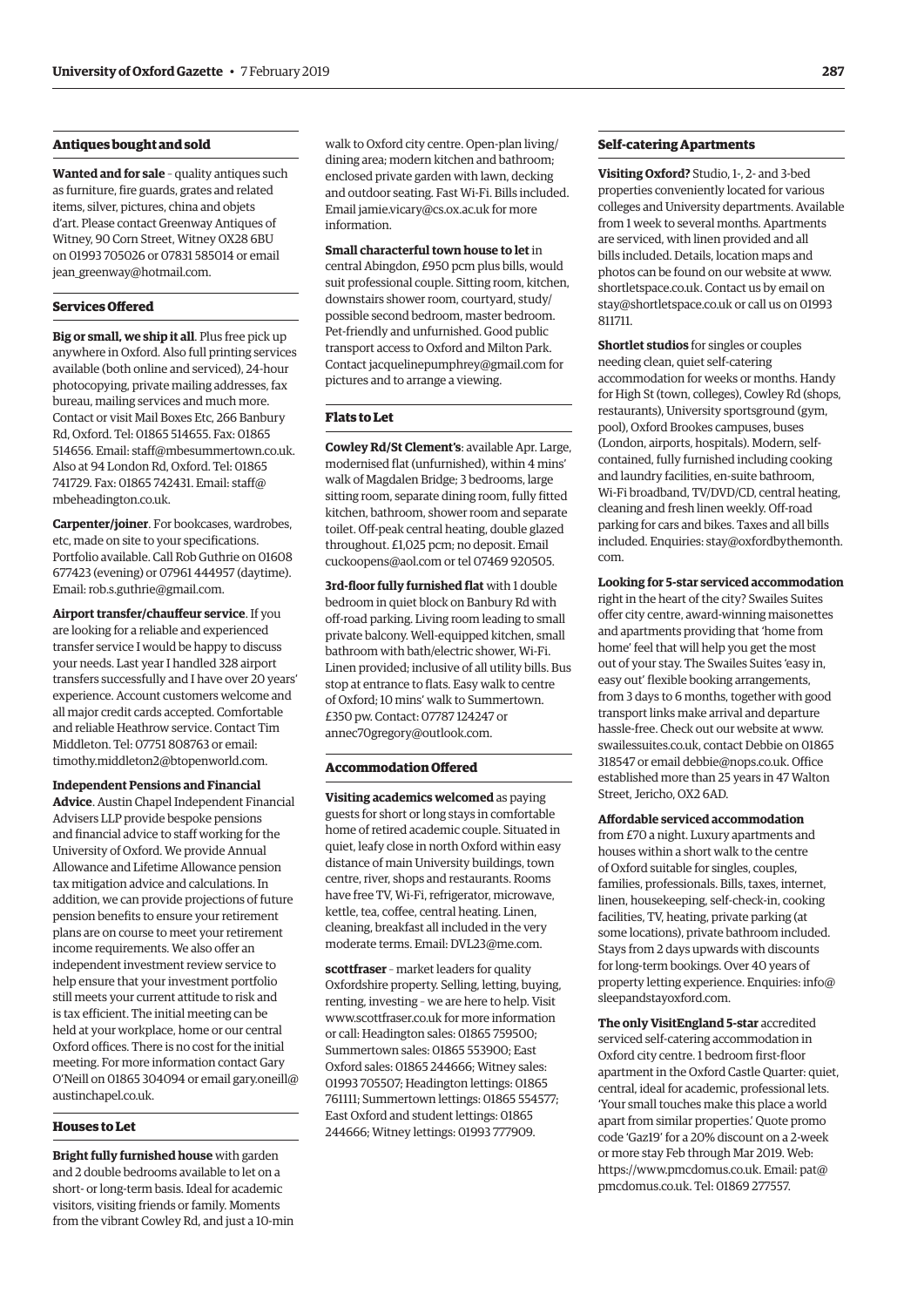### Antiques bought and sold

**Wanted and for sale** – quality antiques such as furniture, fire guards, grates and related items, silver, pictures, china and objets d'art. Please contact Greenway Antiques of Witney, 90 Corn Street, Witney OX28 6BU on 01993 705026 or 07831 585014 or email jean_greenway@hotmail.com.

### Services Offered

**Big or small, we ship it all**. Plus free pick up anywhere in Oxford. Also full printing services available (both online and serviced), 24-hour photocopying, private mailing addresses, fax bureau, mailing services and much more. Contact or visit Mail Boxes Etc, 266 Banbury Rd, Oxford. Tel: 01865 514655. Fax: 01865 514656. Email: staff@mbesummertown.co.uk. Also at 94 London Rd, Oxford. Tel: 01865 741729. Fax: 01865 742431. Email: staff@mbeheadington.co.uk.

**Carpenter/joiner**. For bookcases, wardrobes, etc, made on site to your specifications. Portfolio available. Call Rob Guthrie on 01608 677423 (evening) or 07961 444957 (daytime). Email: rob.s.guthrie@gmail.com.

**Airport transfer/chauffeur service**. If you are looking for a reliable and experienced transfer service I would be happy to discuss your needs. Last year I handled 328 airport transfers successfully and I have over 20 years' experience. Account customers welcome and all major credit cards accepted. Comfortable and reliable Heathrow service. Contact Tim Middleton. Tel: 07751 808763 or email: timothy.middleton2@btopenworld.com.

**Independent Pensions and Financial Advice**. Austin Chapel Independent Financial Advisers LLP provide bespoke pensions and financial advice to staff working for the University of Oxford. We provide Annual Allowance and Lifetime Allowance pension tax mitigation advice and calculations. In addition, we can provide projections of future pension benefits to ensure your retirement plans are on course to meet your retirement income requirements. We also offer an independent investment review service to help ensure that your investment portfolio still meets your current attitude to risk and is tax efficient. The initial meeting can be held at your workplace, home or our central Oxford offices. There is no cost for the initial meeting. For more information contact Gary O'Neill on 01865 304094 or email gary.oneill@austinchapel.co.uk.

### Houses to Let

**Bright fully furnished house** with garden and 2 double bedrooms available to let on a short- or long-term basis. Ideal for academic visitors, visiting friends or family. Moments from the vibrant Cowley Rd, and just a 10-min walk to Oxford city centre. Open-plan living/dining area; modern kitchen and bathroom; enclosed private garden with lawn, decking and outdoor seating. Fast Wi-Fi. Bills included. Email jamie.vicary@cs.ox.ac.uk for more information.

**Small characterful town house to let** in central Abingdon, £950 pcm plus bills, would suit professional couple. Sitting room, kitchen, downstairs shower room, courtyard, study/possible second bedroom, master bedroom. Pet-friendly and unfurnished. Good public transport access to Oxford and Milton Park. Contact jacquelinepumphrey@gmail.com for pictures and to arrange a viewing.

### Flats to Let

**Cowley Rd/St Clement's**: available Apr. Large, modernised flat (unfurnished), within 4 mins' walk of Magdalen Bridge; 3 bedrooms, large sitting room, separate dining room, fully fitted kitchen, bathroom, shower room and separate toilet. Off-peak central heating, double glazed throughout. £1,025 pcm; no deposit. Email cuckoopens@aol.com or tel 07469 920505.

**3rd-floor fully furnished flat** with 1 double bedroom in quiet block on Banbury Rd with off-road parking. Living room leading to small private balcony. Well-equipped kitchen, small bathroom with bath/electric shower, Wi-Fi. Linen provided; inclusive of all utility bills. Bus stop at entrance to flats. Easy walk to centre of Oxford; 10 mins' walk to Summertown. £350 pw. Contact: 07787 124247 or annec70gregory@outlook.com.

### Accommodation Offered

**Visiting academics welcomed** as paying guests for short or long stays in comfortable home of retired academic couple. Situated in quiet, leafy close in north Oxford within easy distance of main University buildings, town centre, river, shops and restaurants. Rooms have free TV, Wi-Fi, refrigerator, microwave, kettle, tea, coffee, central heating. Linen, cleaning, breakfast all included in the very moderate terms. Email: DVL23@me.com.

**scottfraser** – market leaders for quality Oxfordshire property. Selling, letting, buying, renting, investing – we are here to help. Visit www.scottfraser.co.uk for more information or call: Headington sales: 01865 759500; Summertown sales: 01865 553900; East Oxford sales: 01865 244666; Witney sales: 01993 705507; Headington lettings: 01865 761111; Summertown lettings: 01865 554577; East Oxford and student lettings: 01865 244666; Witney lettings: 01993 777909.

### Self-catering Apartments

**Visiting Oxford?** Studio, 1-, 2- and 3-bed properties conveniently located for various colleges and University departments. Available from 1 week to several months. Apartments are serviced, with linen provided and all bills included. Details, location maps and photos can be found on our website at www.shortletspace.co.uk. Contact us by email on stay@shortletspace.co.uk or call us on 01993 811711.

**Shortlet studios** for singles or couples needing clean, quiet self-catering accommodation for weeks or months. Handy for High St (town, colleges), Cowley Rd (shops, restaurants), University sportsground (gym, pool), Oxford Brookes campuses, buses (London, airports, hospitals). Modern, self-contained, fully furnished including cooking and laundry facilities, en-suite bathroom, Wi-Fi broadband, TV/DVD/CD, central heating, cleaning and fresh linen weekly. Off-road parking for cars and bikes. Taxes and all bills included. Enquiries: stay@oxfordbythemonth.com.

**Looking for 5-star serviced accommodation** right in the heart of the city? Swailes Suites offer city centre, award-winning maisonettes and apartments providing that 'home from home' feel that will help you get the most out of your stay. The Swailes Suites 'easy in, easy out' flexible booking arrangements, from 3 days to 6 months, together with good transport links make arrival and departure hassle-free. Check out our website at www.swailessuites.co.uk, contact Debbie on 01865 318547 or email debbie@nops.co.uk. Office established more than 25 years in 47 Walton Street, Jericho, OX2 6AD.

**Affordable serviced accommodation** from £70 a night. Luxury apartments and houses within a short walk to the centre of Oxford suitable for singles, couples, families, professionals. Bills, taxes, internet, linen, housekeeping, self-check-in, cooking facilities, TV, heating, private parking (at some locations), private bathroom included. Stays from 2 days upwards with discounts for long-term bookings. Over 40 years of property letting experience. Enquiries: info@sleepandstayoxford.com.

**The only VisitEngland 5-star** accredited serviced self-catering accommodation in Oxford city centre. 1 bedroom first-floor apartment in the Oxford Castle Quarter: quiet, central, ideal for academic, professional lets. 'Your small touches make this place a world apart from similar properties.' Quote promo code 'Gaz19' for a 20% discount on a 2-week or more stay Feb through Mar 2019. Web: https://www.pmcdomus.co.uk. Email: pat@pmcdomus.co.uk. Tel: 01869 277557.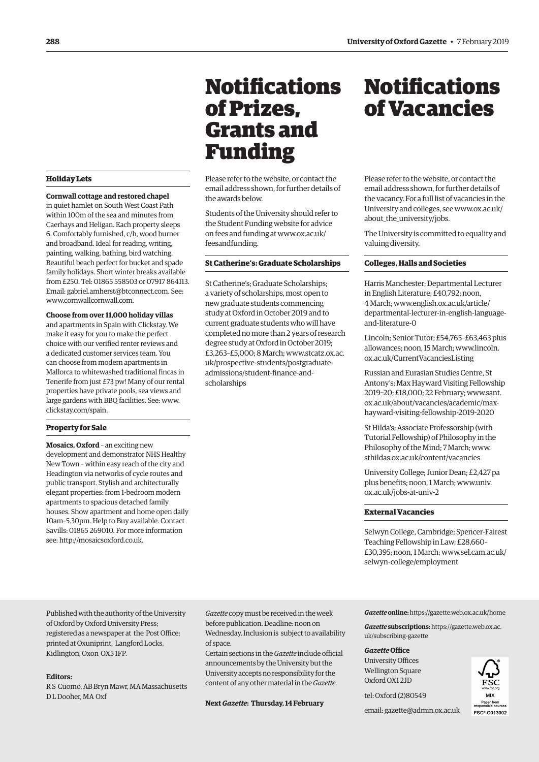### Holiday Lets

**Cornwall cottage and restored chapel** in quiet hamlet on South West Coast Path within 100m of the sea and minutes from Caerhays and Heligan. Each property sleeps 6. Comfortably furnished, c/h, wood burner and broadband. Ideal for reading, writing, painting, walking, bathing, bird watching. Beautiful beach perfect for bucket and spade family holidays. Short winter breaks available from £250. Tel: 01865 558503 or 07917 864113. Email: gabriel.amherst@btconnect.com. See: www.cornwallcornwall.com.

**Choose from over 11,000 holiday villas** and apartments in Spain with Clickstay. We make it easy for you to make the perfect choice with our verified renter reviews and a dedicated customer services team. You can choose from modern apartments in Mallorca to whitewashed traditional fincas in Tenerife from just £73 pw! Many of our rental properties have private pools, sea views and large gardens with BBQ facilities. See: www.clickstay.com/spain.

### Property for Sale

**Mosaics, Oxford** – an exciting new development and demonstrator NHS Healthy New Town – within easy reach of the city and Headington via networks of cycle routes and public transport. Stylish and architecturally elegant properties: from 1-bedroom modern apartments to spacious detached family houses. Show apartment and home open daily 10am–5.30pm. Help to Buy available. Contact Savills: 01865 269010. For more information see: http://mosaicsoxford.co.uk.

# Notifications of Prizes, Grants and Funding

Please refer to the website, or contact the email address shown, for further details of the awards below.

Students of the University should refer to the Student Funding website for advice on fees and funding at www.ox.ac.uk/feesandfunding.

### St Catherine's: Graduate Scholarships

St Catherine's; Graduate Scholarships; a variety of scholarships, most open to new graduate students commencing study at Oxford in October 2019 and to current graduate students who will have completed no more than 2 years of research degree study at Oxford in October 2019; £3,263–£5,000; 8 March; www.stcatz.ox.ac.uk/prospective-students/postgraduate-admissions/student-finance-and-scholarships

# Notifications of Vacancies

Please refer to the website, or contact the email address shown, for further details of the vacancy. For a full list of vacancies in the University and colleges, see www.ox.ac.uk/about_the_university/jobs.

The University is committed to equality and valuing diversity.

### Colleges, Halls and Societies

Harris Manchester; Departmental Lecturer in English Literature; £40,792; noon, 4 March; www.english.ox.ac.uk/article/departmental-lecturer-in-english-language-and-literature-0

Lincoln; Senior Tutor; £54,765–£63,463 plus allowances; noon, 15 March; www.lincoln.ox.ac.uk/CurrentVacanciesListing

Russian and Eurasian Studies Centre, St Antony's; Max Hayward Visiting Fellowship 2019–20; £18,000; 22 February; www.sant.ox.ac.uk/about/vacancies/academic/max-hayward-visiting-fellowship-2019-2020

St Hilda's; Associate Professorship (with Tutorial Fellowship) of Philosophy in the Philosophy of the Mind; 7 March; www.sthildas.ox.ac.uk/content/vacancies

University College; Junior Dean; £2,427 pa plus benefits; noon, 1 March; www.univ.ox.ac.uk/jobs-at-univ-2

### External Vacancies

Selwyn College, Cambridge; Spencer-Fairest Teaching Fellowship in Law; £28,660–£30,395; noon, 1 March; www.sel.cam.ac.uk/selwyn-college/employment

---

Published with the authority of the University of Oxford by Oxford University Press; registered as a newspaper at the Post Office; printed at Oxuniprint, Langford Locks, Kidlington, Oxon OX5 1FP.

**Editors:**
R S Cuomo, AB Bryn Mawr, MA Massachusetts
D L Dooher, MA Oxf

*Gazette* copy must be received in the week before publication. Deadline: noon on Wednesday. Inclusion is subject to availability of space.
Certain sections in the *Gazette* include official announcements by the University but the University accepts no responsibility for the content of any other material in the *Gazette*.

**Next *Gazette*: Thursday, 14 February**

***Gazette* online:** https://gazette.web.ox.ac.uk/home

***Gazette* subscriptions:** https://gazette.web.ox.ac.uk/subscribing-gazette

***Gazette* Office**
University Offices
Wellington Square
Oxford OX1 2JD

tel: Oxford (2)80549

email: gazette@admin.ox.ac.uk

FSC www.fsc.org MIX Paper from responsible sources FSC® C013002